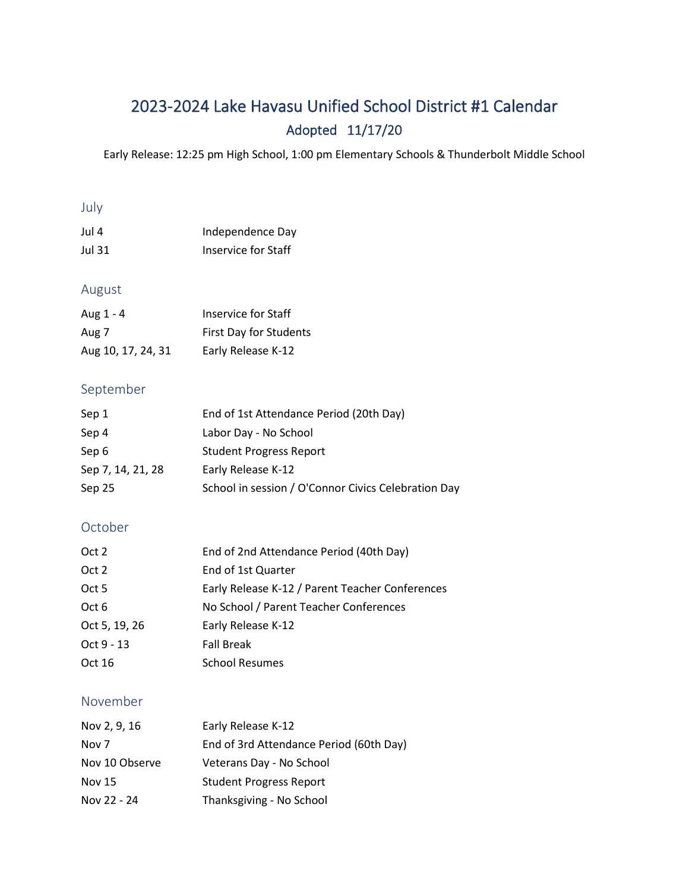# 2023-2024 Lake Havasu Unified School District #1 Calendar

## Adopted 11/17/20

Early Release: 12:25 pm High School, 1:00 pm Elementary Schools & Thunderbolt Middle School

### July

| | |
|---|---|
| Jul 4 | Independence Day |
| Jul 31 | Inservice for Staff |

### August

| | |
|---|---|
| Aug 1 - 4 | Inservice for Staff |
| Aug 7 | First Day for Students |
| Aug 10, 17, 24, 31 | Early Release K-12 |

### September

| | |
|---|---|
| Sep 1 | End of 1st Attendance Period (20th Day) |
| Sep 4 | Labor Day - No School |
| Sep 6 | Student Progress Report |
| Sep 7, 14, 21, 28 | Early Release K-12 |
| Sep 25 | School in session / O'Connor Civics Celebration Day |

### October

| | |
|---|---|
| Oct 2 | End of 2nd Attendance Period (40th Day) |
| Oct 2 | End of 1st Quarter |
| Oct 5 | Early Release K-12 / Parent Teacher Conferences |
| Oct 6 | No School / Parent Teacher Conferences |
| Oct 5, 19, 26 | Early Release K-12 |
| Oct 9 - 13 | Fall Break |
| Oct 16 | School Resumes |

### November

| | |
|---|---|
| Nov 2, 9, 16 | Early Release K-12 |
| Nov 7 | End of 3rd Attendance Period (60th Day) |
| Nov 10 Observe | Veterans Day - No School |
| Nov 15 | Student Progress Report |
| Nov 22 - 24 | Thanksgiving - No School |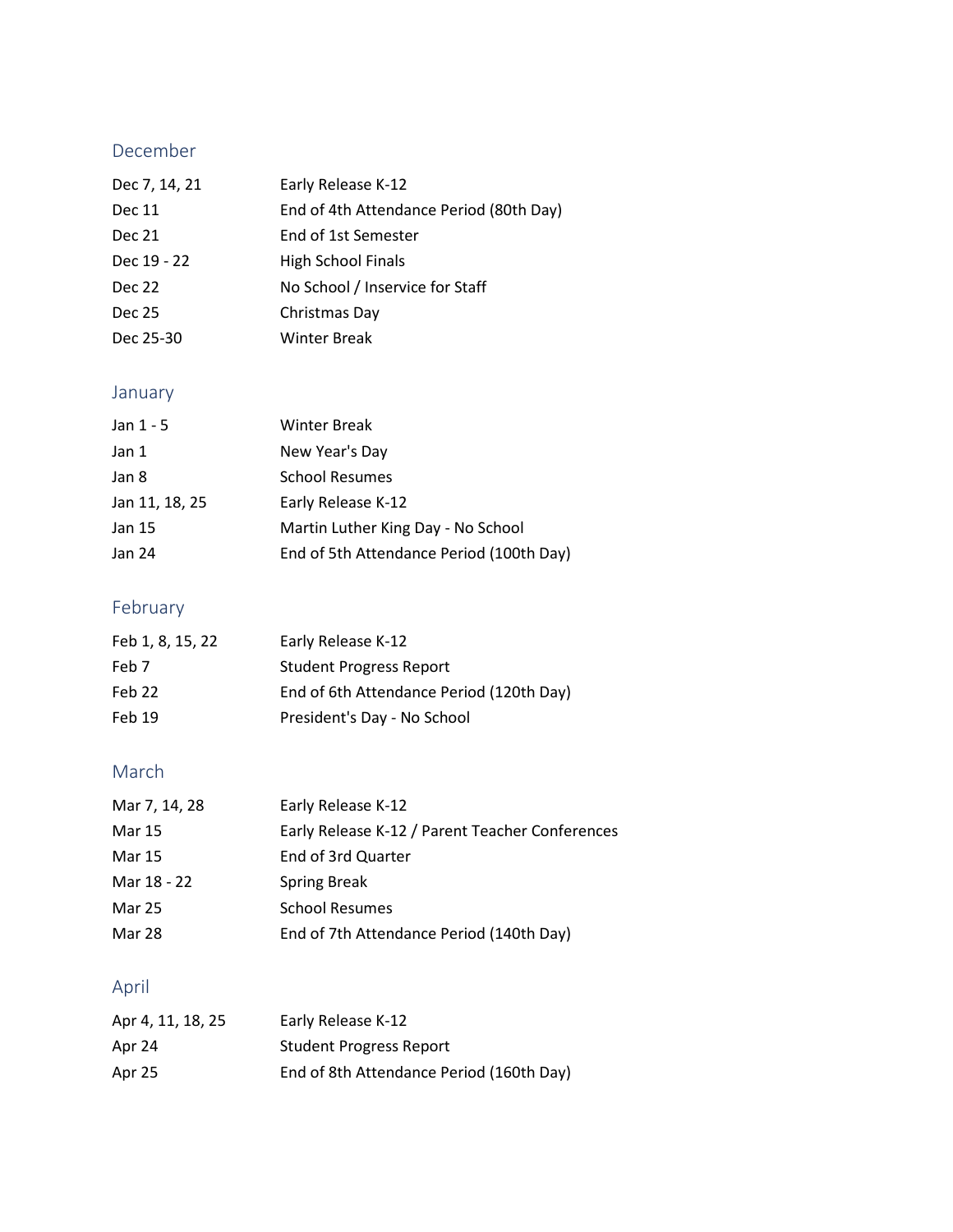## December

| | |
|---|---|
| Dec 7, 14, 21 | Early Release K-12 |
| Dec 11 | End of 4th Attendance Period (80th Day) |
| Dec 21 | End of 1st Semester |
| Dec 19 - 22 | High School Finals |
| Dec 22 | No School / Inservice for Staff |
| Dec 25 | Christmas Day |
| Dec 25-30 | Winter Break |

## January

| | |
|---|---|
| Jan 1 - 5 | Winter Break |
| Jan 1 | New Year's Day |
| Jan 8 | School Resumes |
| Jan 11, 18, 25 | Early Release K-12 |
| Jan 15 | Martin Luther King Day - No School |
| Jan 24 | End of 5th Attendance Period (100th Day) |

## February

| | |
|---|---|
| Feb 1, 8, 15, 22 | Early Release K-12 |
| Feb 7 | Student Progress Report |
| Feb 22 | End of 6th Attendance Period (120th Day) |
| Feb 19 | President's Day - No School |

## March

| | |
|---|---|
| Mar 7, 14, 28 | Early Release K-12 |
| Mar 15 | Early Release K-12 / Parent Teacher Conferences |
| Mar 15 | End of 3rd Quarter |
| Mar 18 - 22 | Spring Break |
| Mar 25 | School Resumes |
| Mar 28 | End of 7th Attendance Period (140th Day) |

## April

| | |
|---|---|
| Apr 4, 11, 18, 25 | Early Release K-12 |
| Apr 24 | Student Progress Report |
| Apr 25 | End of 8th Attendance Period (160th Day) |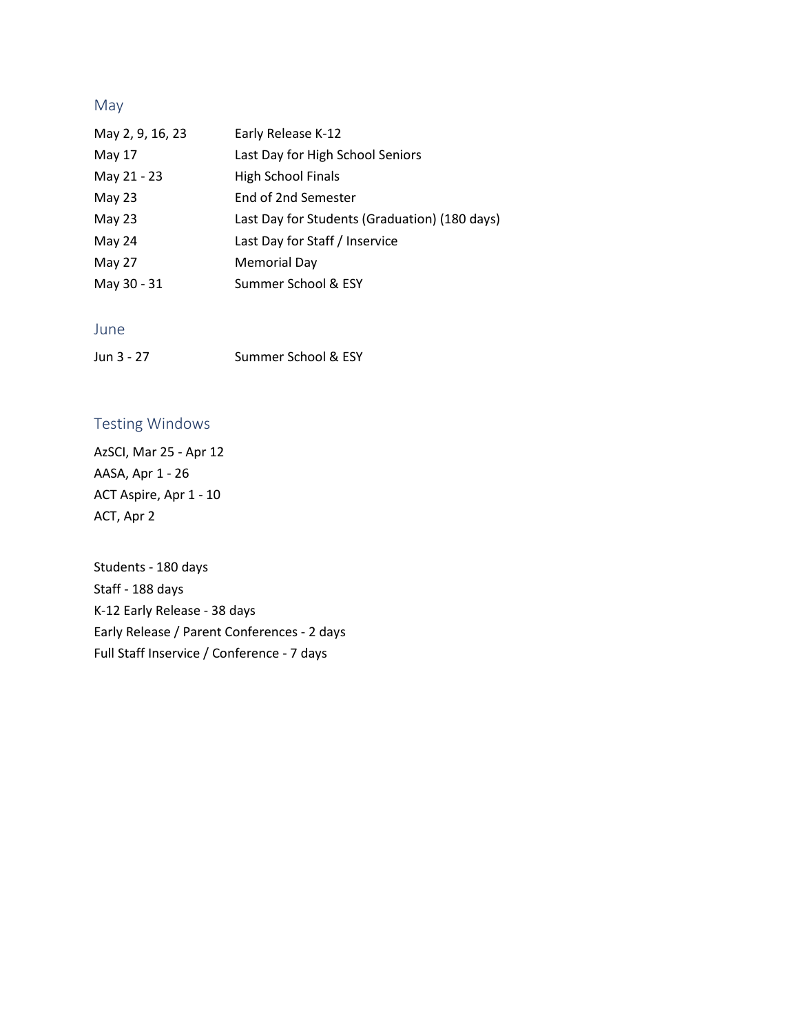## May

| | |
|---|---|
| May 2, 9, 16, 23 | Early Release K-12 |
| May 17 | Last Day for High School Seniors |
| May 21 - 23 | High School Finals |
| May 23 | End of 2nd Semester |
| May 23 | Last Day for Students (Graduation) (180 days) |
| May 24 | Last Day for Staff / Inservice |
| May 27 | Memorial Day |
| May 30 - 31 | Summer School & ESY |

## June

| | |
|---|---|
| Jun 3 - 27 | Summer School & ESY |

## Testing Windows

AzSCI, Mar 25 - Apr 12
AASA, Apr 1 - 26
ACT Aspire, Apr 1 - 10
ACT, Apr 2

Students - 180 days
Staff - 188 days
K-12 Early Release - 38 days
Early Release / Parent Conferences - 2 days
Full Staff Inservice / Conference - 7 days